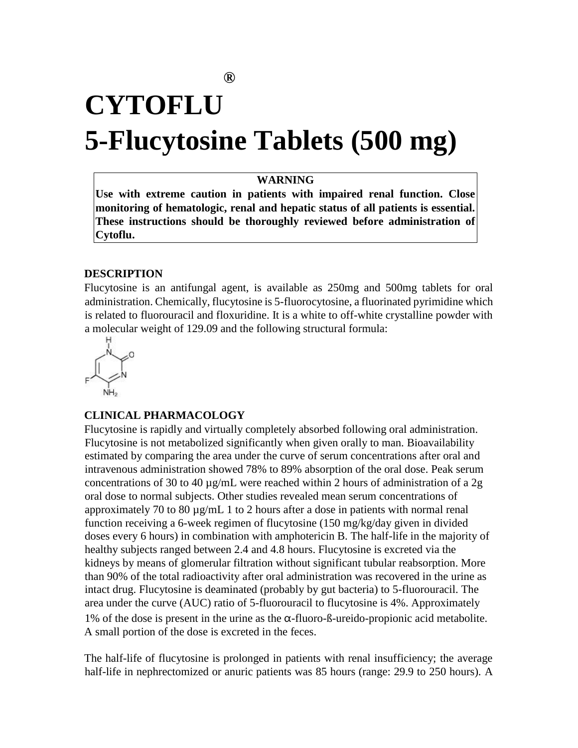# CYTOFLU®
# 5-Flucytosine Tablets (500 mg)

> **WARNING**
>
> **Use with extreme caution in patients with impaired renal function. Close monitoring of hematologic, renal and hepatic status of all patients is essential. These instructions should be thoroughly reviewed before administration of Cytoflu.**

### DESCRIPTION

Flucytosine is an antifungal agent, is available as 250mg and 500mg tablets for oral administration. Chemically, flucytosine is 5-fluorocytosine, a fluorinated pyrimidine which is related to fluorouracil and floxuridine. It is a white to off-white crystalline powder with a molecular weight of 129.09 and the following structural formula:

### CLINICAL PHARMACOLOGY

Flucytosine is rapidly and virtually completely absorbed following oral administration. Flucytosine is not metabolized significantly when given orally to man. Bioavailability estimated by comparing the area under the curve of serum concentrations after oral and intravenous administration showed 78% to 89% absorption of the oral dose. Peak serum concentrations of 30 to 40 µg/mL were reached within 2 hours of administration of a 2g oral dose to normal subjects. Other studies revealed mean serum concentrations of approximately 70 to 80 µg/mL 1 to 2 hours after a dose in patients with normal renal function receiving a 6-week regimen of flucytosine (150 mg/kg/day given in divided doses every 6 hours) in combination with amphotericin B. The half-life in the majority of healthy subjects ranged between 2.4 and 4.8 hours. Flucytosine is excreted via the kidneys by means of glomerular filtration without significant tubular reabsorption. More than 90% of the total radioactivity after oral administration was recovered in the urine as intact drug. Flucytosine is deaminated (probably by gut bacteria) to 5-fluorouracil. The area under the curve (AUC) ratio of 5-fluorouracil to flucytosine is 4%. Approximately 1% of the dose is present in the urine as the α-fluoro-ß-ureido-propionic acid metabolite. A small portion of the dose is excreted in the feces.

The half-life of flucytosine is prolonged in patients with renal insufficiency; the average half-life in nephrectomized or anuric patients was 85 hours (range: 29.9 to 250 hours). A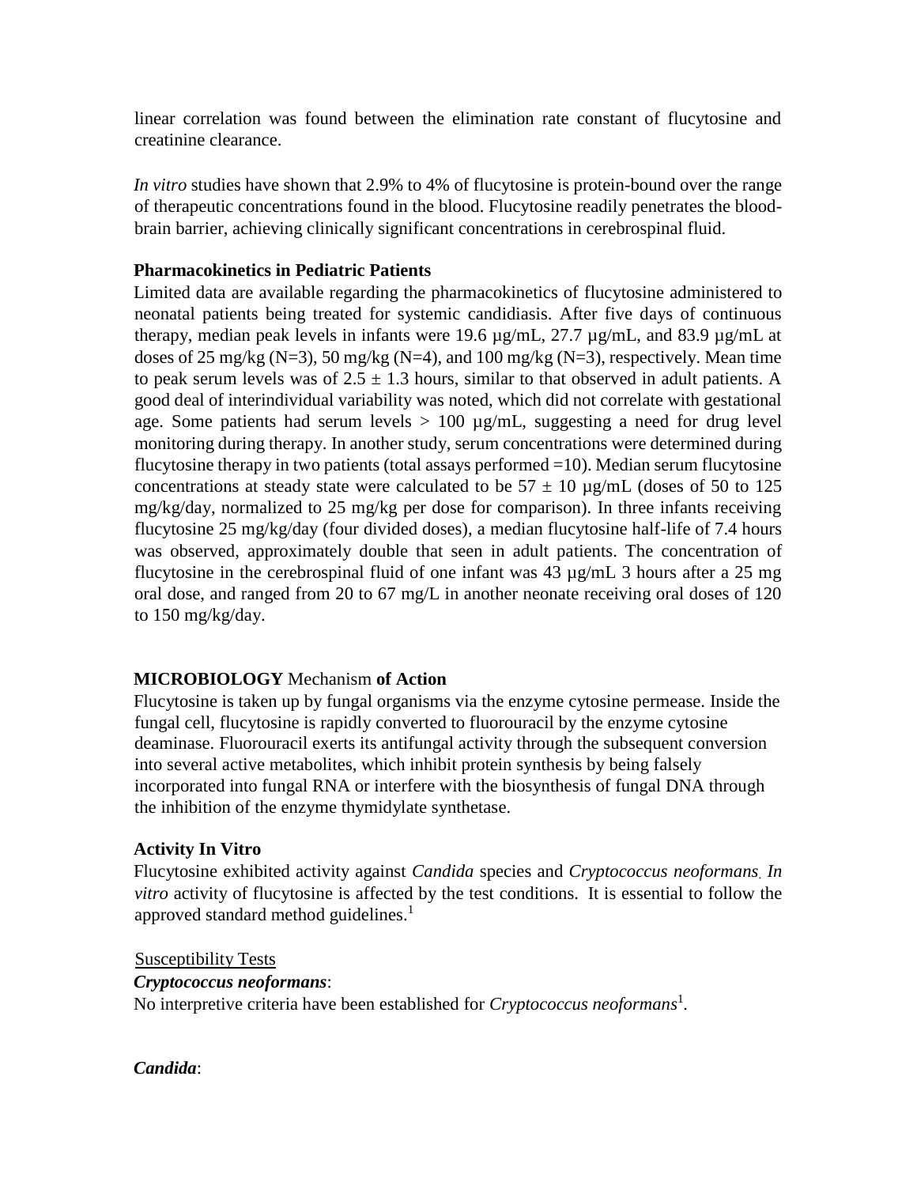linear correlation was found between the elimination rate constant of flucytosine and creatinine clearance.

*In vitro* studies have shown that 2.9% to 4% of flucytosine is protein-bound over the range of therapeutic concentrations found in the blood. Flucytosine readily penetrates the blood-brain barrier, achieving clinically significant concentrations in cerebrospinal fluid.

**Pharmacokinetics in Pediatric Patients**

Limited data are available regarding the pharmacokinetics of flucytosine administered to neonatal patients being treated for systemic candidiasis. After five days of continuous therapy, median peak levels in infants were 19.6 µg/mL, 27.7 µg/mL, and 83.9 µg/mL at doses of 25 mg/kg (N=3), 50 mg/kg (N=4), and 100 mg/kg (N=3), respectively. Mean time to peak serum levels was of $2.5 \pm 1.3$ hours, similar to that observed in adult patients. A good deal of interindividual variability was noted, which did not correlate with gestational age. Some patients had serum levels > 100 µg/mL, suggesting a need for drug level monitoring during therapy. In another study, serum concentrations were determined during flucytosine therapy in two patients (total assays performed =10). Median serum flucytosine concentrations at steady state were calculated to be $57 \pm 10$ µg/mL (doses of 50 to 125 mg/kg/day, normalized to 25 mg/kg per dose for comparison). In three infants receiving flucytosine 25 mg/kg/day (four divided doses), a median flucytosine half-life of 7.4 hours was observed, approximately double that seen in adult patients. The concentration of flucytosine in the cerebrospinal fluid of one infant was 43 µg/mL 3 hours after a 25 mg oral dose, and ranged from 20 to 67 mg/L in another neonate receiving oral doses of 120 to 150 mg/kg/day.

**MICROBIOLOGY** Mechanism **of Action**

Flucytosine is taken up by fungal organisms via the enzyme cytosine permease. Inside the fungal cell, flucytosine is rapidly converted to fluorouracil by the enzyme cytosine deaminase. Fluorouracil exerts its antifungal activity through the subsequent conversion into several active metabolites, which inhibit protein synthesis by being falsely incorporated into fungal RNA or interfere with the biosynthesis of fungal DNA through the inhibition of the enzyme thymidylate synthetase.

**Activity In Vitro**

Flucytosine exhibited activity against *Candida* species and *Cryptococcus neoformans*. *In vitro* activity of flucytosine is affected by the test conditions. It is essential to follow the approved standard method guidelines.[1]

Susceptibility Tests

***Cryptococcus neoformans***:

No interpretive criteria have been established for *Cryptococcus neoformans*[1].

***Candida***: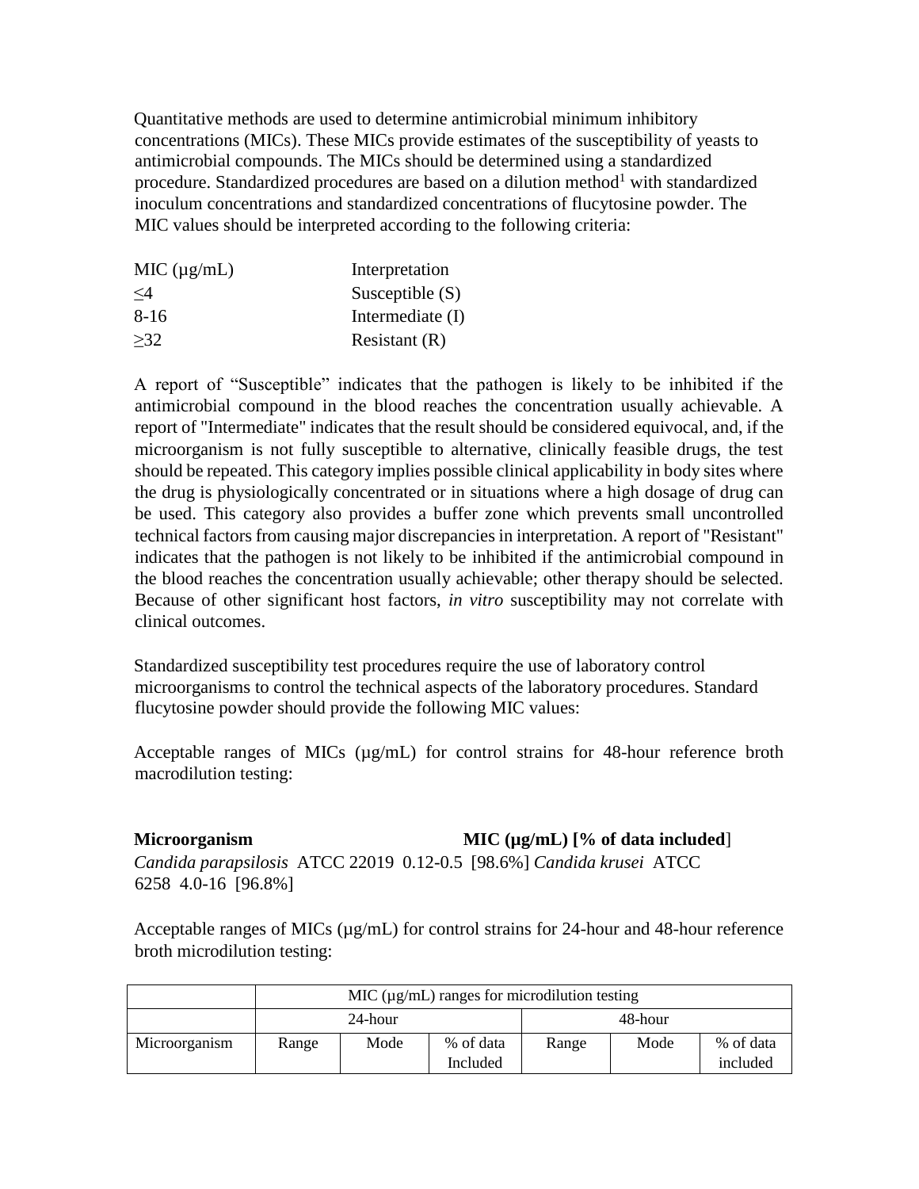Quantitative methods are used to determine antimicrobial minimum inhibitory concentrations (MICs). These MICs provide estimates of the susceptibility of yeasts to antimicrobial compounds. The MICs should be determined using a standardized procedure. Standardized procedures are based on a dilution method[1] with standardized inoculum concentrations and standardized concentrations of flucytosine powder. The MIC values should be interpreted according to the following criteria:

| MIC (µg/mL) | Interpretation |
|---|---|
| ≤4 | Susceptible (S) |
| 8-16 | Intermediate (I) |
| ≥32 | Resistant (R) |

A report of "Susceptible" indicates that the pathogen is likely to be inhibited if the antimicrobial compound in the blood reaches the concentration usually achievable. A report of "Intermediate" indicates that the result should be considered equivocal, and, if the microorganism is not fully susceptible to alternative, clinically feasible drugs, the test should be repeated. This category implies possible clinical applicability in body sites where the drug is physiologically concentrated or in situations where a high dosage of drug can be used. This category also provides a buffer zone which prevents small uncontrolled technical factors from causing major discrepancies in interpretation. A report of "Resistant" indicates that the pathogen is not likely to be inhibited if the antimicrobial compound in the blood reaches the concentration usually achievable; other therapy should be selected. Because of other significant host factors, *in vitro* susceptibility may not correlate with clinical outcomes.

Standardized susceptibility test procedures require the use of laboratory control microorganisms to control the technical aspects of the laboratory procedures. Standard flucytosine powder should provide the following MIC values:

Acceptable ranges of MICs (µg/mL) for control strains for 48-hour reference broth macrodilution testing:

| **Microorganism** | **MIC (µg/mL) [% of data included]** |
|---|---|
| *Candida parapsilosis* ATCC 22019 | 0.12-0.5 [98.6%] |
| *Candida krusei* ATCC 6258 | 4.0-16 [96.8%] |

Acceptable ranges of MICs (µg/mL) for control strains for 24-hour and 48-hour reference broth microdilution testing:

| | MIC (µg/mL) ranges for microdilution testing | | | | | |
|---|---|---|---|---|---|---|
| | 24-hour | | | 48-hour | | |
| Microorganism | Range | Mode | % of data Included | Range | Mode | % of data included |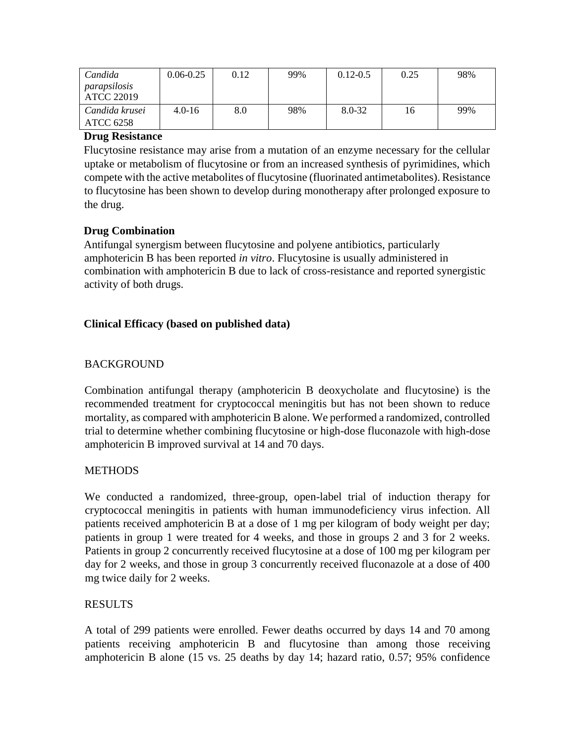| | | | | | | |
|---|---|---|---|---|---|---|
| *Candida parapsilosis* ATCC 22019 | 0.06-0.25 | 0.12 | 99% | 0.12-0.5 | 0.25 | 98% |
| *Candida krusei* ATCC 6258 | 4.0-16 | 8.0 | 98% | 8.0-32 | 16 | 99% |

**Drug Resistance**

Flucytosine resistance may arise from a mutation of an enzyme necessary for the cellular uptake or metabolism of flucytosine or from an increased synthesis of pyrimidines, which compete with the active metabolites of flucytosine (fluorinated antimetabolites). Resistance to flucytosine has been shown to develop during monotherapy after prolonged exposure to the drug.

**Drug Combination**

Antifungal synergism between flucytosine and polyene antibiotics, particularly amphotericin B has been reported *in vitro*. Flucytosine is usually administered in combination with amphotericin B due to lack of cross-resistance and reported synergistic activity of both drugs.

**Clinical Efficacy (based on published data)**

BACKGROUND

Combination antifungal therapy (amphotericin B deoxycholate and flucytosine) is the recommended treatment for cryptococcal meningitis but has not been shown to reduce mortality, as compared with amphotericin B alone. We performed a randomized, controlled trial to determine whether combining flucytosine or high-dose fluconazole with high-dose amphotericin B improved survival at 14 and 70 days.

METHODS

We conducted a randomized, three-group, open-label trial of induction therapy for cryptococcal meningitis in patients with human immunodeficiency virus infection. All patients received amphotericin B at a dose of 1 mg per kilogram of body weight per day; patients in group 1 were treated for 4 weeks, and those in groups 2 and 3 for 2 weeks. Patients in group 2 concurrently received flucytosine at a dose of 100 mg per kilogram per day for 2 weeks, and those in group 3 concurrently received fluconazole at a dose of 400 mg twice daily for 2 weeks.

RESULTS

A total of 299 patients were enrolled. Fewer deaths occurred by days 14 and 70 among patients receiving amphotericin B and flucytosine than among those receiving amphotericin B alone (15 vs. 25 deaths by day 14; hazard ratio, 0.57; 95% confidence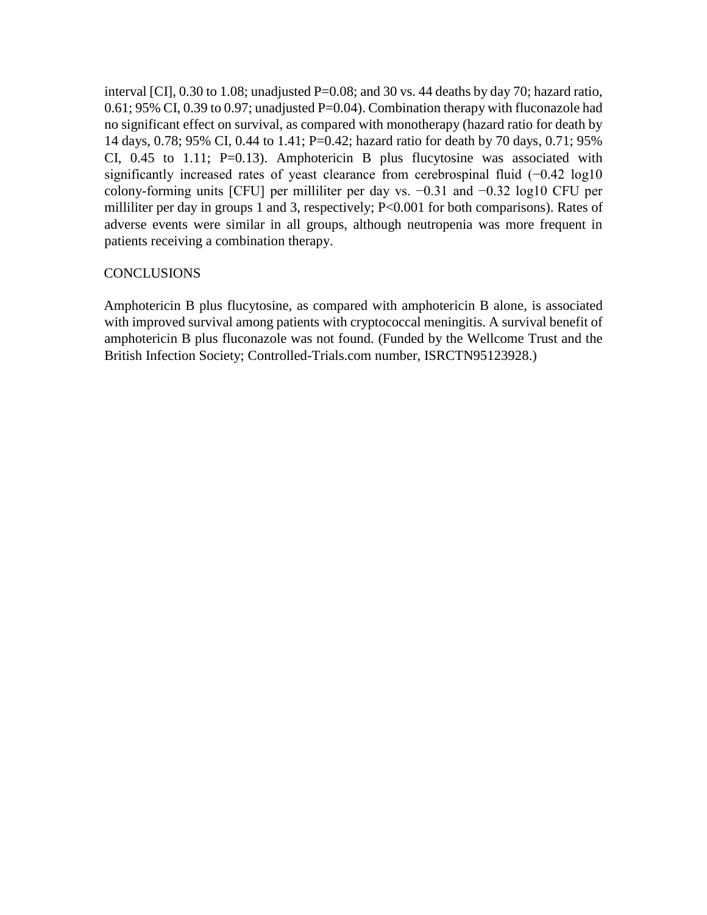interval [CI], 0.30 to 1.08; unadjusted P=0.08; and 30 vs. 44 deaths by day 70; hazard ratio, 0.61; 95% CI, 0.39 to 0.97; unadjusted P=0.04). Combination therapy with fluconazole had no significant effect on survival, as compared with monotherapy (hazard ratio for death by 14 days, 0.78; 95% CI, 0.44 to 1.41; P=0.42; hazard ratio for death by 70 days, 0.71; 95% CI, 0.45 to 1.11; P=0.13). Amphotericin B plus flucytosine was associated with significantly increased rates of yeast clearance from cerebrospinal fluid (−0.42 $\log_{10}$ colony-forming units [CFU] per milliliter per day vs. −0.31 and −0.32 $\log_{10}$ CFU per milliliter per day in groups 1 and 3, respectively; P<0.001 for both comparisons). Rates of adverse events were similar in all groups, although neutropenia was more frequent in patients receiving a combination therapy.

CONCLUSIONS

Amphotericin B plus flucytosine, as compared with amphotericin B alone, is associated with improved survival among patients with cryptococcal meningitis. A survival benefit of amphotericin B plus fluconazole was not found. (Funded by the Wellcome Trust and the British Infection Society; Controlled-Trials.com number, ISRCTN95123928.)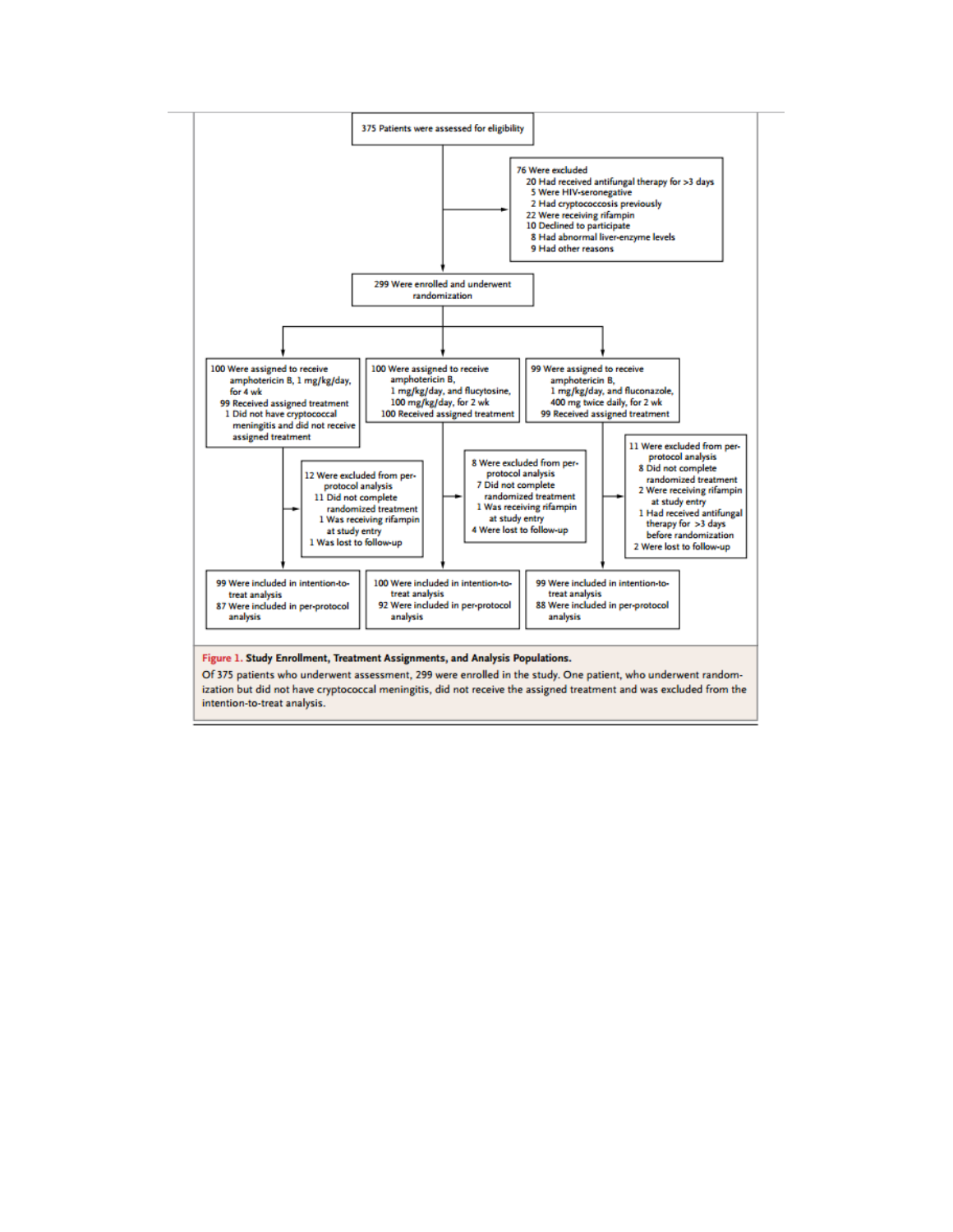375 Patients were assessed for eligibility

76 Were excluded
- 20 Had received antifungal therapy for >3 days
- 5 Were HIV-seronegative
- 2 Had cryptococcosis previously
- 22 Were receiving rifampin
- 10 Declined to participate
- 8 Had abnormal liver-enzyme levels
- 9 Had other reasons

299 Were enrolled and underwent randomization

100 Were assigned to receive amphotericin B, 1 mg/kg/day, for 4 wk
- 99 Received assigned treatment
- 1 Did not have cryptococcal meningitis and did not receive assigned treatment

100 Were assigned to receive amphotericin B, 1 mg/kg/day, and flucytosine, 100 mg/kg/day, for 2 wk
- 100 Received assigned treatment

99 Were assigned to receive amphotericin B, 1 mg/kg/day, and fluconazole, 400 mg twice daily, for 2 wk
- 99 Received assigned treatment

12 Were excluded from per-protocol analysis
- 11 Did not complete randomized treatment
- 1 Was receiving rifampin at study entry
- 1 Was lost to follow-up

8 Were excluded from per-protocol analysis
- 7 Did not complete randomized treatment
- 1 Was receiving rifampin at study entry
- 4 Were lost to follow-up

11 Were excluded from per-protocol analysis
- 8 Did not complete randomized treatment
- 2 Were receiving rifampin at study entry
- 1 Had received antifungal therapy for >3 days before randomization
- 2 Were lost to follow-up

99 Were included in intention-to-treat analysis
87 Were included in per-protocol analysis

100 Were included in intention-to-treat analysis
92 Were included in per-protocol analysis

99 Were included in intention-to-treat analysis
88 Were included in per-protocol analysis

**Figure 1. Study Enrollment, Treatment Assignments, and Analysis Populations.**

Of 375 patients who underwent assessment, 299 were enrolled in the study. One patient, who underwent randomization but did not have cryptococcal meningitis, did not receive the assigned treatment and was excluded from the intention-to-treat analysis.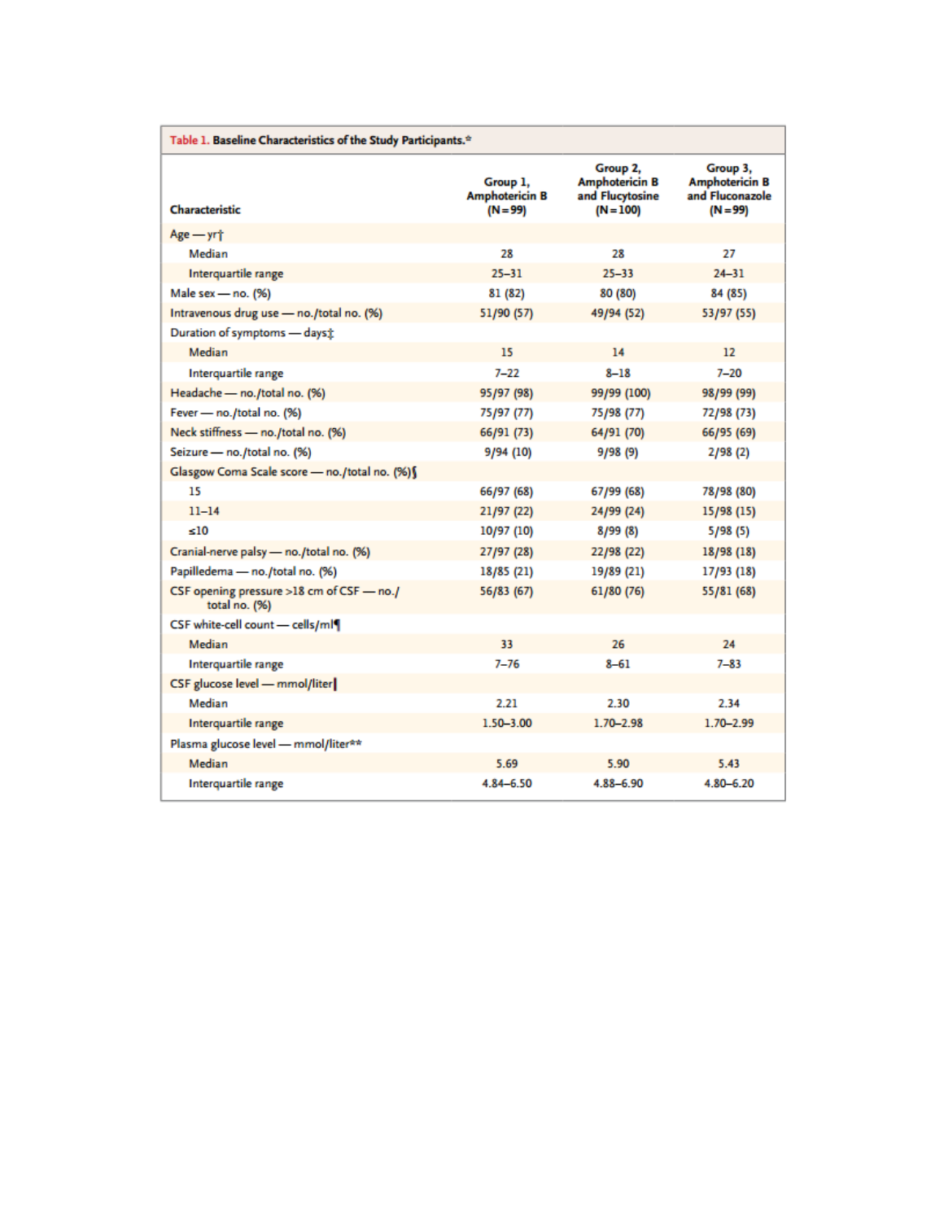**Table 1. Baseline Characteristics of the Study Participants.***

| Characteristic | Group 1, Amphotericin B (N=99) | Group 2, Amphotericin B and Flucytosine (N=100) | Group 3, Amphotericin B and Fluconazole (N=99) |
|---|---|---|---|
| Age — yr† | | | |
| Median | 28 | 28 | 27 |
| Interquartile range | 25–31 | 25–33 | 24–31 |
| Male sex — no. (%) | 81 (82) | 80 (80) | 84 (85) |
| Intravenous drug use — no./total no. (%) | 51/90 (57) | 49/94 (52) | 53/97 (55) |
| Duration of symptoms — days‡ | | | |
| Median | 15 | 14 | 12 |
| Interquartile range | 7–22 | 8–18 | 7–20 |
| Headache — no./total no. (%) | 95/97 (98) | 99/99 (100) | 98/99 (99) |
| Fever — no./total no. (%) | 75/97 (77) | 75/98 (77) | 72/98 (73) |
| Neck stiffness — no./total no. (%) | 66/91 (73) | 64/91 (70) | 66/95 (69) |
| Seizure — no./total no. (%) | 9/94 (10) | 9/98 (9) | 2/98 (2) |
| Glasgow Coma Scale score — no./total no. (%)§ | | | |
| 15 | 66/97 (68) | 67/99 (68) | 78/98 (80) |
| 11–14 | 21/97 (22) | 24/99 (24) | 15/98 (15) |
| ≤10 | 10/97 (10) | 8/99 (8) | 5/98 (5) |
| Cranial-nerve palsy — no./total no. (%) | 27/97 (28) | 22/98 (22) | 18/98 (18) |
| Papilledema — no./total no. (%) | 18/85 (21) | 19/89 (21) | 17/93 (18) |
| CSF opening pressure >18 cm of CSF — no./total no. (%) | 56/83 (67) | 61/80 (76) | 55/81 (68) |
| CSF white-cell count — cells/ml¶ | | | |
| Median | 33 | 26 | 24 |
| Interquartile range | 7–76 | 8–61 | 7–83 |
| CSF glucose level — mmol/liter‖ | | | |
| Median | 2.21 | 2.30 | 2.34 |
| Interquartile range | 1.50–3.00 | 1.70–2.98 | 1.70–2.99 |
| Plasma glucose level — mmol/liter** | | | |
| Median | 5.69 | 5.90 | 5.43 |
| Interquartile range | 4.84–6.50 | 4.88–6.90 | 4.80–6.20 |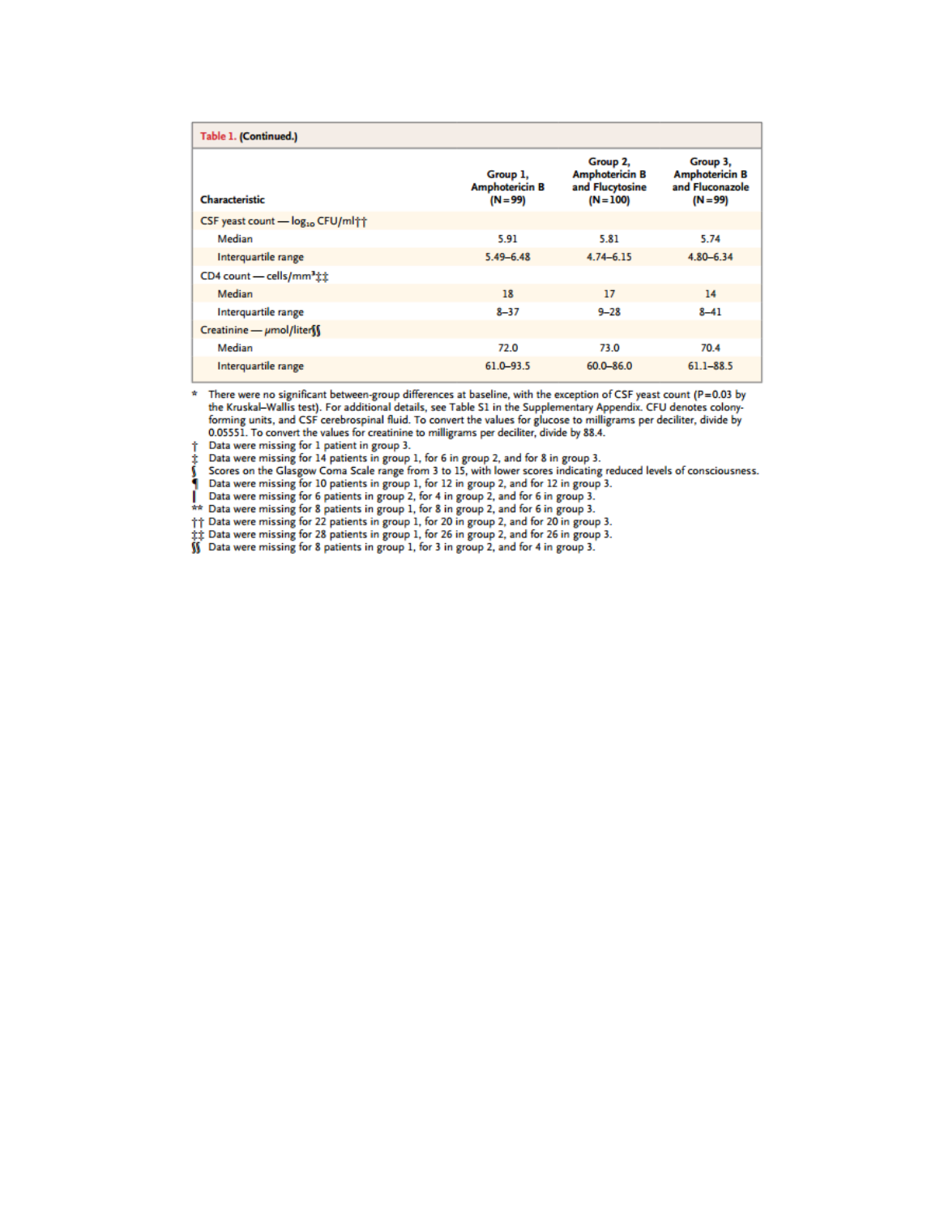**Table 1. (Continued.)**

| Characteristic | Group 1, Amphotericin B (N=99) | Group 2, Amphotericin B and Flucytosine (N=100) | Group 3, Amphotericin B and Fluconazole (N=99) |
|---|---|---|---|
| CSF yeast count — $\log_{10}$ CFU/ml†† | | | |
| Median | 5.91 | 5.81 | 5.74 |
| Interquartile range | 5.49–6.48 | 4.74–6.15 | 4.80–6.34 |
| CD4 count — cells/$mm^3$‡‡ | | | |
| Median | 18 | 17 | 14 |
| Interquartile range | 8–37 | 9–28 | 8–41 |
| Creatinine — μmol/liter§§ | | | |
| Median | 72.0 | 73.0 | 70.4 |
| Interquartile range | 61.0–93.5 | 60.0–86.0 | 61.1–88.5 |

\* There were no significant between-group differences at baseline, with the exception of CSF yeast count (P=0.03 by the Kruskal–Wallis test). For additional details, see Table S1 in the Supplementary Appendix. CFU denotes colony-forming units, and CSF cerebrospinal fluid. To convert the values for glucose to milligrams per deciliter, divide by 0.05551. To convert the values for creatinine to milligrams per deciliter, divide by 88.4.

† Data were missing for 1 patient in group 3.

‡ Data were missing for 14 patients in group 1, for 6 in group 2, and for 8 in group 3.

§ Scores on the Glasgow Coma Scale range from 3 to 15, with lower scores indicating reduced levels of consciousness.

¶ Data were missing for 10 patients in group 1, for 12 in group 2, and for 12 in group 3.

‖ Data were missing for 6 patients in group 2, for 4 in group 2, and for 6 in group 3.

\*\* Data were missing for 8 patients in group 1, for 8 in group 2, and for 6 in group 3.

†† Data were missing for 22 patients in group 1, for 20 in group 2, and for 20 in group 3.

‡‡ Data were missing for 28 patients in group 1, for 26 in group 2, and for 26 in group 3.

§§ Data were missing for 8 patients in group 1, for 3 in group 2, and for 4 in group 3.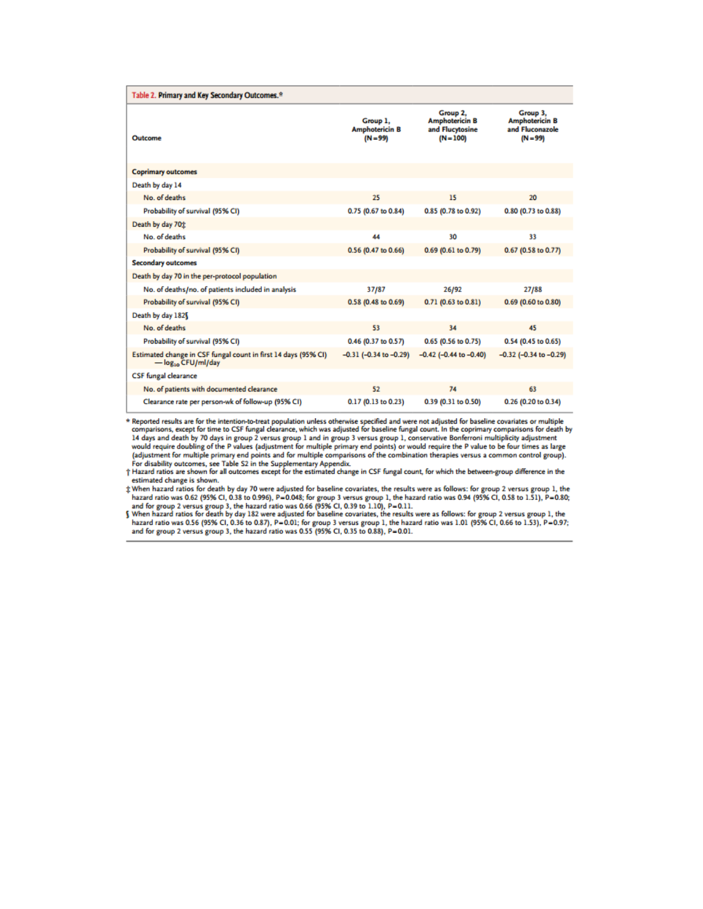**Table 2. Primary and Key Secondary Outcomes.***

| Outcome | Group 1, Amphotericin B (N=99) | Group 2, Amphotericin B and Flucytosine (N=100) | Group 3, Amphotericin B and Fluconazole (N=99) |
|---|---|---|---|
| **Coprimary outcomes** | | | |
| Death by day 14 | | | |
| No. of deaths | 25 | 15 | 20 |
| Probability of survival (95% CI) | 0.75 (0.67 to 0.84) | 0.85 (0.78 to 0.92) | 0.80 (0.73 to 0.88) |
| Death by day 70‡ | | | |
| No. of deaths | 44 | 30 | 33 |
| Probability of survival (95% CI) | 0.56 (0.47 to 0.66) | 0.69 (0.61 to 0.79) | 0.67 (0.58 to 0.77) |
| **Secondary outcomes** | | | |
| Death by day 70 in the per-protocol population | | | |
| No. of deaths/no. of patients included in analysis | 37/87 | 26/92 | 27/88 |
| Probability of survival (95% CI) | 0.58 (0.48 to 0.69) | 0.71 (0.63 to 0.81) | 0.69 (0.60 to 0.80) |
| Death by day 182§ | | | |
| No. of deaths | 53 | 34 | 45 |
| Probability of survival (95% CI) | 0.46 (0.37 to 0.57) | 0.65 (0.56 to 0.75) | 0.54 (0.45 to 0.65) |
| Estimated change in CSF fungal count in first 14 days (95% CI) — $\log_{10}$ CFU/ml/day | −0.31 (−0.34 to −0.29) | −0.42 (−0.44 to −0.40) | −0.32 (−0.34 to −0.29) |
| CSF fungal clearance | | | |
| No. of patients with documented clearance | 52 | 74 | 63 |
| Clearance rate per person-wk of follow-up (95% CI) | 0.17 (0.13 to 0.23) | 0.39 (0.31 to 0.50) | 0.26 (0.20 to 0.34) |

\* Reported results are for the intention-to-treat population unless otherwise specified and were not adjusted for baseline covariates or multiple comparisons, except for time to CSF fungal clearance, which was adjusted for baseline fungal count. In the coprimary comparisons for death by 14 days and death by 70 days in group 2 versus group 1 and in group 3 versus group 1, conservative Bonferroni multiplicity adjustment would require doubling of the P values (adjustment for multiple primary end points) or would require the P value to be four times as large (adjustment for multiple primary end points and for multiple comparisons of the combination therapies versus a common control group). For disability outcomes, see Table S2 in the Supplementary Appendix.

† Hazard ratios are shown for all outcomes except for the estimated change in CSF fungal count, for which the between-group difference in the estimated change is shown.

‡ When hazard ratios for death by day 70 were adjusted for baseline covariates, the results were as follows: for group 2 versus group 1, the hazard ratio was 0.62 (95% CI, 0.38 to 0.996), P=0.048; for group 3 versus group 1, the hazard ratio was 0.94 (95% CI, 0.58 to 1.51), P=0.80; and for group 2 versus group 3, the hazard ratio was 0.66 (95% CI, 0.39 to 1.10), P=0.11.

§ When hazard ratios for death by day 182 were adjusted for baseline covariates, the results were as follows: for group 2 versus group 1, the hazard ratio was 0.56 (95% CI, 0.36 to 0.87), P=0.01; for group 3 versus group 1, the hazard ratio was 1.01 (95% CI, 0.66 to 1.53), P=0.97; and for group 2 versus group 3, the hazard ratio was 0.55 (95% CI, 0.35 to 0.88), P=0.01.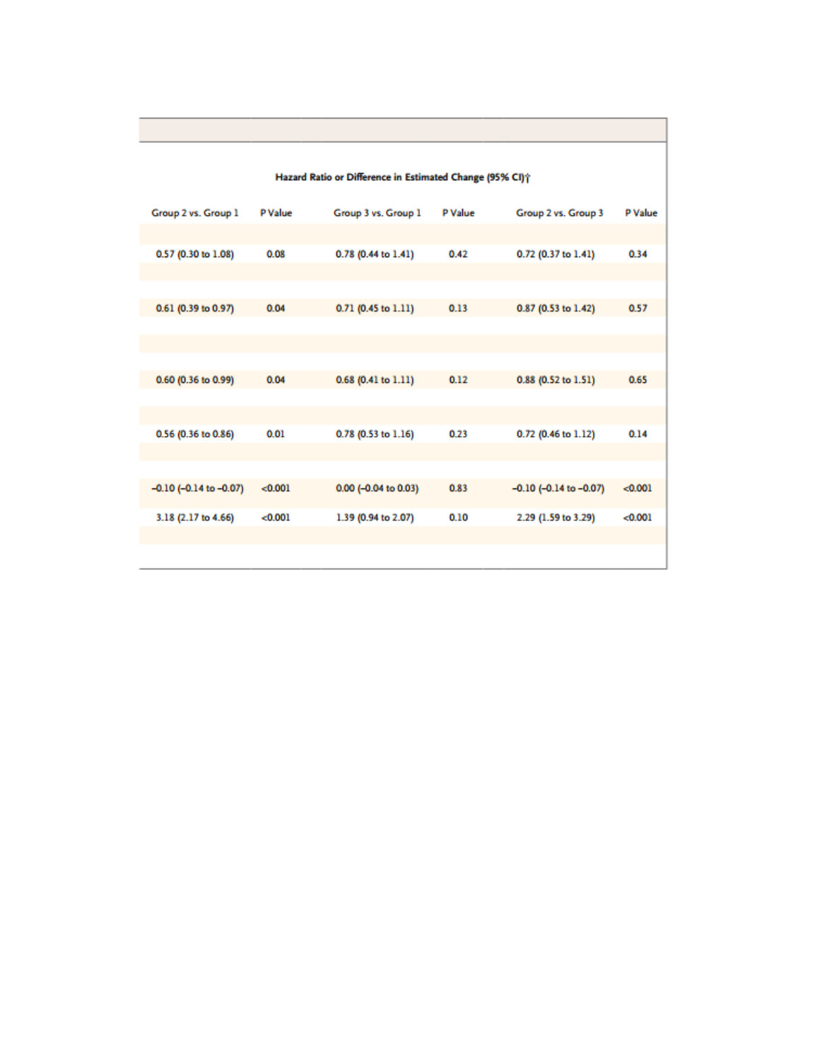| Hazard Ratio or Difference in Estimated Change (95% CI)† | | | | | |
|---|---|---|---|---|---|
| Group 2 vs. Group 1 | P Value | Group 3 vs. Group 1 | P Value | Group 2 vs. Group 3 | P Value |
| | | | | | |
| 0.57 (0.30 to 1.08) | 0.08 | 0.78 (0.44 to 1.41) | 0.42 | 0.72 (0.37 to 1.41) | 0.34 |
| | | | | | |
| 0.61 (0.39 to 0.97) | 0.04 | 0.71 (0.45 to 1.11) | 0.13 | 0.87 (0.53 to 1.42) | 0.57 |
| | | | | | |
| 0.60 (0.36 to 0.99) | 0.04 | 0.68 (0.41 to 1.11) | 0.12 | 0.88 (0.52 to 1.51) | 0.65 |
| | | | | | |
| 0.56 (0.36 to 0.86) | 0.01 | 0.78 (0.53 to 1.16) | 0.23 | 0.72 (0.46 to 1.12) | 0.14 |
| | | | | | |
| −0.10 (−0.14 to −0.07) | <0.001 | 0.00 (−0.04 to 0.03) | 0.83 | −0.10 (−0.14 to −0.07) | <0.001 |
| 3.18 (2.17 to 4.66) | <0.001 | 1.39 (0.94 to 2.07) | 0.10 | 2.29 (1.59 to 3.29) | <0.001 |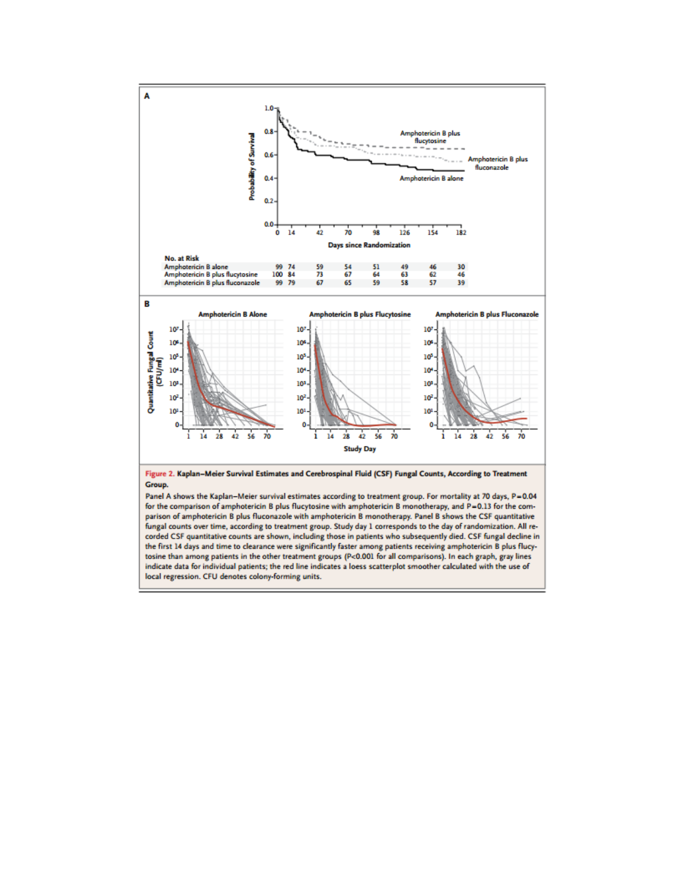**A**

| No. at Risk | 0 | 14 | 42 | 70 | 98 | 126 | 154 | 182 |
|---|---|---|---|---|---|---|---|---|
| Amphotericin B alone | 99 | 74 | 59 | 54 | 51 | 49 | 46 | 30 |
| Amphotericin B plus flucytosine | 100 | 84 | 73 | 67 | 64 | 63 | 62 | 46 |
| Amphotericin B plus fluconazole | 99 | 79 | 67 | 65 | 59 | 58 | 57 | 39 |

**B**

**Figure 2. Kaplan–Meier Survival Estimates and Cerebrospinal Fluid (CSF) Fungal Counts, According to Treatment Group.**

Panel A shows the Kaplan–Meier survival estimates according to treatment group. For mortality at 70 days, $P=0.04$ for the comparison of amphotericin B plus flucytosine with amphotericin B monotherapy, and $P=0.13$ for the comparison of amphotericin B plus fluconazole with amphotericin B monotherapy. Panel B shows the CSF quantitative fungal counts over time, according to treatment group. Study day 1 corresponds to the day of randomization. All recorded CSF quantitative counts are shown, including those in patients who subsequently died. CSF fungal decline in the first 14 days and time to clearance were significantly faster among patients receiving amphotericin B plus flucytosine than among patients in the other treatment groups ($P<0.001$ for all comparisons). In each graph, gray lines indicate data for individual patients; the red line indicates a loess scatterplot smoother calculated with the use of local regression. CFU denotes colony-forming units.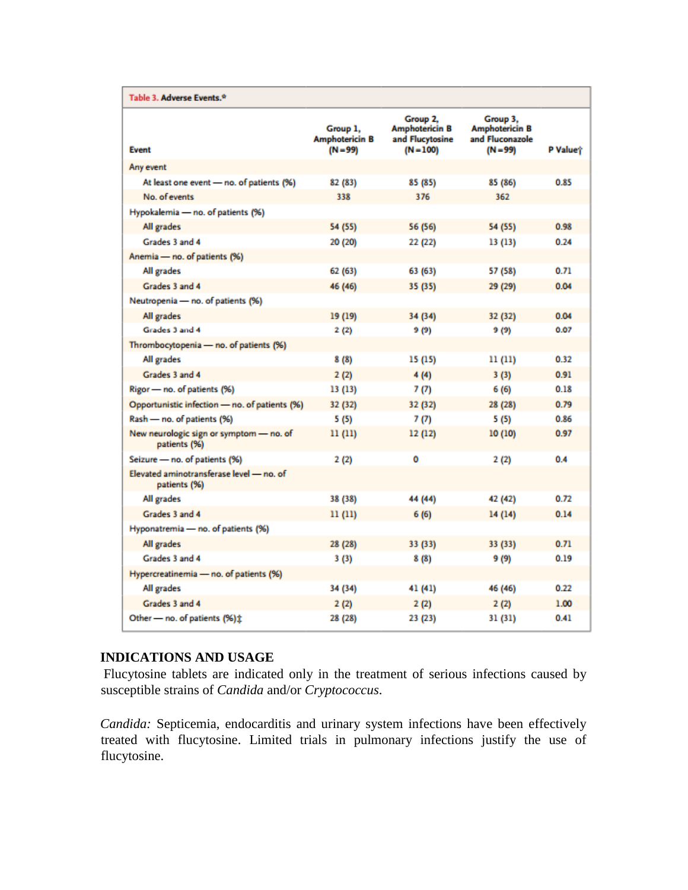**Table 3. Adverse Events.***

| Event | Group 1, Amphotericin B (N=99) | Group 2, Amphotericin B and Flucytosine (N=100) | Group 3, Amphotericin B and Fluconazole (N=99) | P Value† |
|---|---|---|---|---|
| Any event | | | | |
| At least one event — no. of patients (%) | 82 (83) | 85 (85) | 85 (86) | 0.85 |
| No. of events | 338 | 376 | 362 | |
| Hypokalemia — no. of patients (%) | | | | |
| All grades | 54 (55) | 56 (56) | 54 (55) | 0.98 |
| Grades 3 and 4 | 20 (20) | 22 (22) | 13 (13) | 0.24 |
| Anemia — no. of patients (%) | | | | |
| All grades | 62 (63) | 63 (63) | 57 (58) | 0.71 |
| Grades 3 and 4 | 46 (46) | 35 (35) | 29 (29) | 0.04 |
| Neutropenia — no. of patients (%) | | | | |
| All grades | 19 (19) | 34 (34) | 32 (32) | 0.04 |
| Grades 3 and 4 | 2 (2) | 9 (9) | 9 (9) | 0.07 |
| Thrombocytopenia — no. of patients (%) | | | | |
| All grades | 8 (8) | 15 (15) | 11 (11) | 0.32 |
| Grades 3 and 4 | 2 (2) | 4 (4) | 3 (3) | 0.91 |
| Rigor — no. of patients (%) | 13 (13) | 7 (7) | 6 (6) | 0.18 |
| Opportunistic infection — no. of patients (%) | 32 (32) | 32 (32) | 28 (28) | 0.79 |
| Rash — no. of patients (%) | 5 (5) | 7 (7) | 5 (5) | 0.86 |
| New neurologic sign or symptom — no. of patients (%) | 11 (11) | 12 (12) | 10 (10) | 0.97 |
| Seizure — no. of patients (%) | 2 (2) | 0 | 2 (2) | 0.4 |
| Elevated aminotransferase level — no. of patients (%) | | | | |
| All grades | 38 (38) | 44 (44) | 42 (42) | 0.72 |
| Grades 3 and 4 | 11 (11) | 6 (6) | 14 (14) | 0.14 |
| Hyponatremia — no. of patients (%) | | | | |
| All grades | 28 (28) | 33 (33) | 33 (33) | 0.71 |
| Grades 3 and 4 | 3 (3) | 8 (8) | 9 (9) | 0.19 |
| Hypercreatinemia — no. of patients (%) | | | | |
| All grades | 34 (34) | 41 (41) | 46 (46) | 0.22 |
| Grades 3 and 4 | 2 (2) | 2 (2) | 2 (2) | 1.00 |
| Other — no. of patients (%)‡ | 28 (28) | 23 (23) | 31 (31) | 0.41 |

## INDICATIONS AND USAGE

Flucytosine tablets are indicated only in the treatment of serious infections caused by susceptible strains of *Candida* and/or *Cryptococcus*.

*Candida:* Septicemia, endocarditis and urinary system infections have been effectively treated with flucytosine. Limited trials in pulmonary infections justify the use of flucytosine.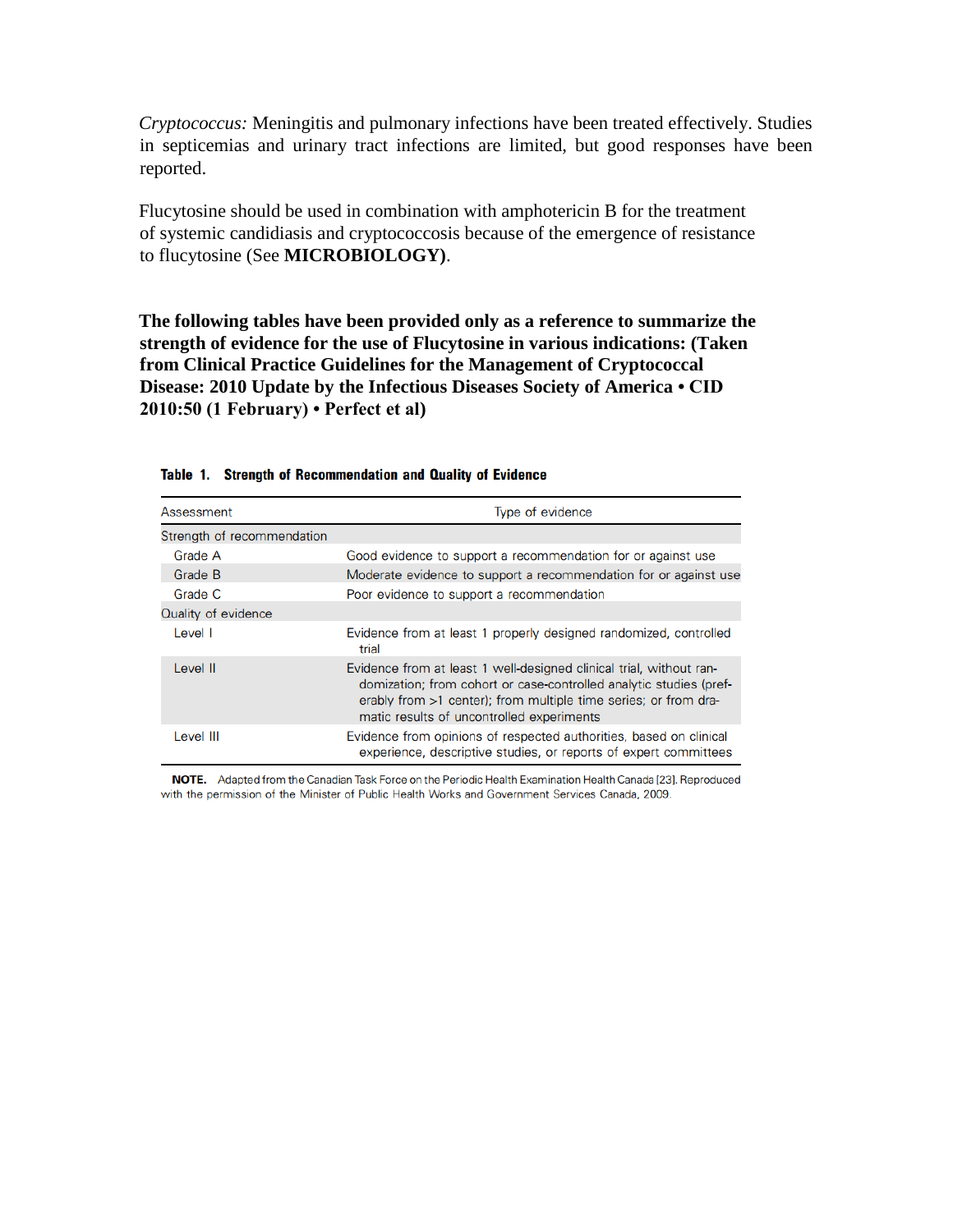*Cryptococcus:* Meningitis and pulmonary infections have been treated effectively. Studies in septicemias and urinary tract infections are limited, but good responses have been reported.

Flucytosine should be used in combination with amphotericin B for the treatment of systemic candidiasis and cryptococcosis because of the emergence of resistance to flucytosine (See **MICROBIOLOGY**).

**The following tables have been provided only as a reference to summarize the strength of evidence for the use of Flucytosine in various indications: (Taken from Clinical Practice Guidelines for the Management of Cryptococcal Disease: 2010 Update by the Infectious Diseases Society of America • CID 2010:50 (1 February) • Perfect et al)**

**Table 1. Strength of Recommendation and Quality of Evidence**

| Assessment | Type of evidence |
|---|---|
| Strength of recommendation | |
| Grade A | Good evidence to support a recommendation for or against use |
| Grade B | Moderate evidence to support a recommendation for or against use |
| Grade C | Poor evidence to support a recommendation |
| Quality of evidence | |
| Level I | Evidence from at least 1 properly designed randomized, controlled trial |
| Level II | Evidence from at least 1 well-designed clinical trial, without randomization; from cohort or case-controlled analytic studies (preferably from >1 center); from multiple time series; or from dramatic results of uncontrolled experiments |
| Level III | Evidence from opinions of respected authorities, based on clinical experience, descriptive studies, or reports of expert committees |

**NOTE.** Adapted from the Canadian Task Force on the Periodic Health Examination Health Canada [23]. Reproduced with the permission of the Minister of Public Health Works and Government Services Canada, 2009.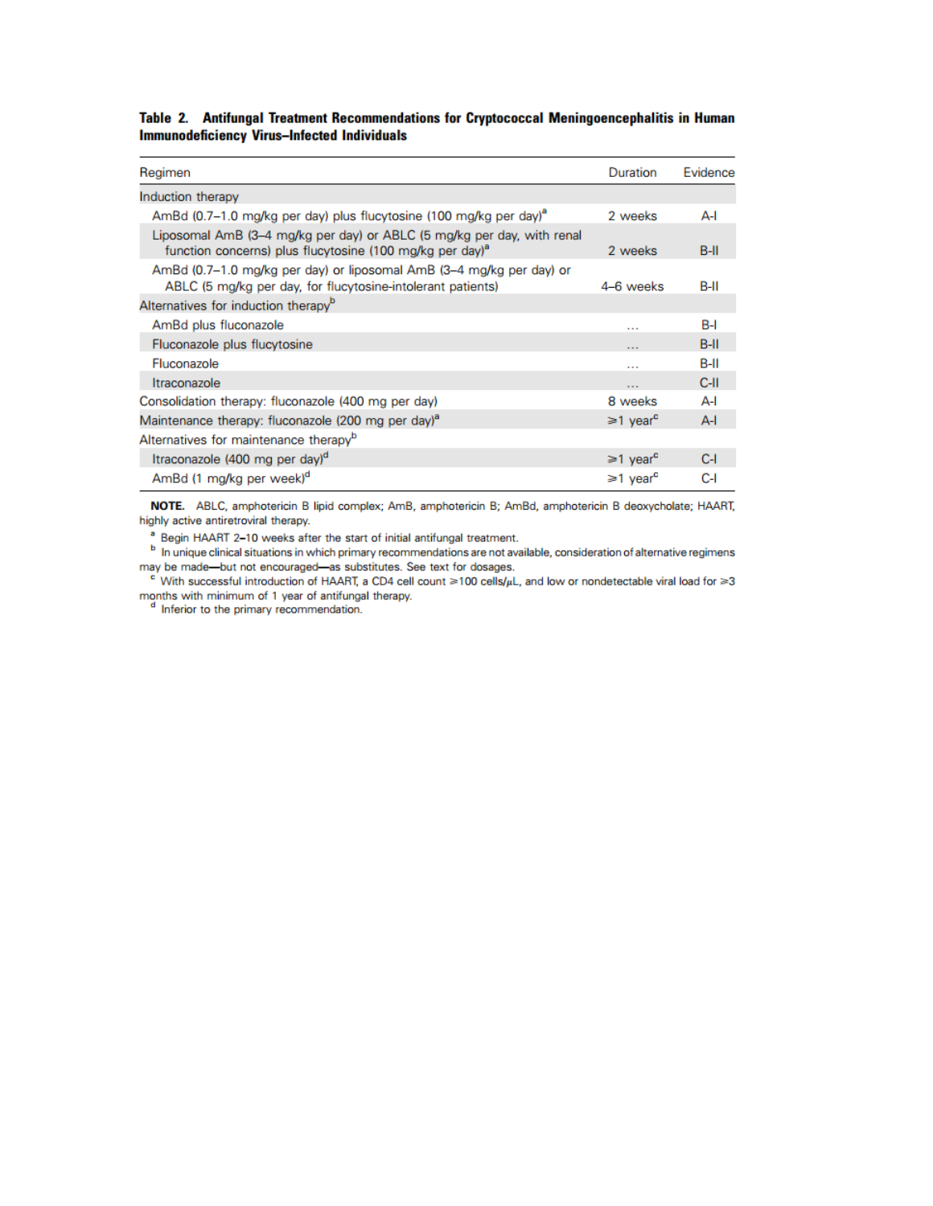**Table 2. Antifungal Treatment Recommendations for Cryptococcal Meningoencephalitis in Human Immunodeficiency Virus–Infected Individuals**

| Regimen | Duration | Evidence |
|---|---|---|
| Induction therapy | | |
| AmBd (0.7–1.0 mg/kg per day) plus flucytosine (100 mg/kg per day)[a] | 2 weeks | A-I |
| Liposomal AmB (3–4 mg/kg per day) or ABLC (5 mg/kg per day, with renal function concerns) plus flucytosine (100 mg/kg per day)[a] | 2 weeks | B-II |
| AmBd (0.7–1.0 mg/kg per day) or liposomal AmB (3–4 mg/kg per day) or ABLC (5 mg/kg per day, for flucytosine-intolerant patients) | 4–6 weeks | B-II |
| Alternatives for induction therapy[b] | | |
| AmBd plus fluconazole | ... | B-I |
| Fluconazole plus flucytosine | ... | B-II |
| Fluconazole | ... | B-II |
| Itraconazole | ... | C-II |
| Consolidation therapy: fluconazole (400 mg per day) | 8 weeks | A-I |
| Maintenance therapy: fluconazole (200 mg per day)[a] | ⩾1 year[c] | A-I |
| Alternatives for maintenance therapy[b] | | |
| Itraconazole (400 mg per day)[d] | ⩾1 year[c] | C-I |
| AmBd (1 mg/kg per week)[d] | ⩾1 year[c] | C-I |

**NOTE.** ABLC, amphotericin B lipid complex; AmB, amphotericin B; AmBd, amphotericin B deoxycholate; HAART, highly active antiretroviral therapy.

[a] Begin HAART 2–10 weeks after the start of initial antifungal treatment.

[b] In unique clinical situations in which primary recommendations are not available, consideration of alternative regimens may be made—but not encouraged—as substitutes. See text for dosages.

[c] With successful introduction of HAART, a CD4 cell count ⩾100 cells/μL, and low or nondetectable viral load for ⩾3 months with minimum of 1 year of antifungal therapy.

[d] Inferior to the primary recommendation.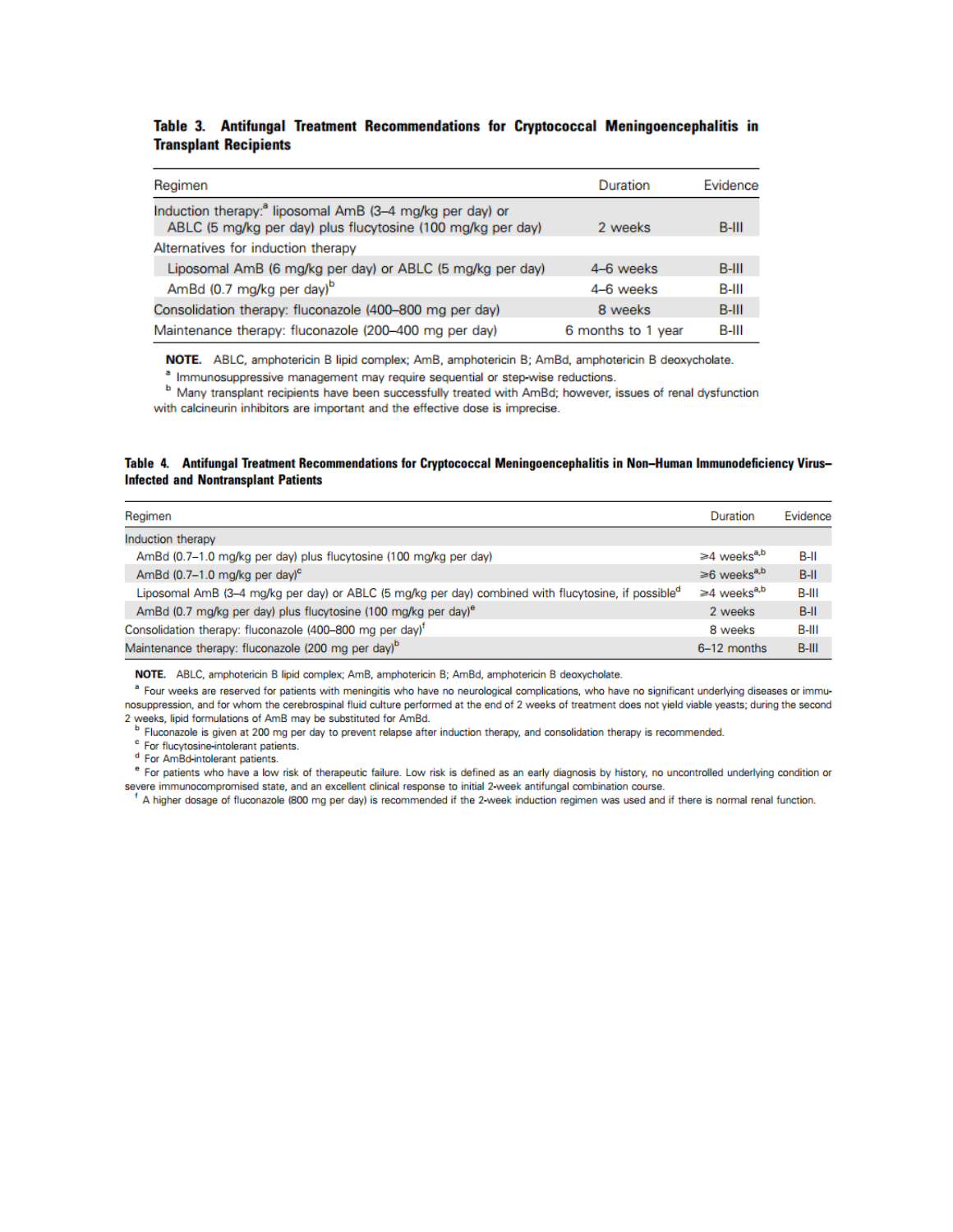**Table 3. Antifungal Treatment Recommendations for Cryptococcal Meningoencephalitis in Transplant Recipients**

| Regimen | Duration | Evidence |
|---|---|---|
| Induction therapy:[a] liposomal AmB (3–4 mg/kg per day) or ABLC (5 mg/kg per day) plus flucytosine (100 mg/kg per day) | 2 weeks | B-III |
| Alternatives for induction therapy | | |
| Liposomal AmB (6 mg/kg per day) or ABLC (5 mg/kg per day) | 4–6 weeks | B-III |
| AmBd (0.7 mg/kg per day)[b] | 4–6 weeks | B-III |
| Consolidation therapy: fluconazole (400–800 mg per day) | 8 weeks | B-III |
| Maintenance therapy: fluconazole (200–400 mg per day) | 6 months to 1 year | B-III |

**NOTE.** ABLC, amphotericin B lipid complex; AmB, amphotericin B; AmBd, amphotericin B deoxycholate.

[a] Immunosuppressive management may require sequential or step-wise reductions.

[b] Many transplant recipients have been successfully treated with AmBd; however, issues of renal dysfunction with calcineurin inhibitors are important and the effective dose is imprecise.

**Table 4. Antifungal Treatment Recommendations for Cryptococcal Meningoencephalitis in Non–Human Immunodeficiency Virus–Infected and Nontransplant Patients**

| Regimen | Duration | Evidence |
|---|---|---|
| Induction therapy | | |
| AmBd (0.7–1.0 mg/kg per day) plus flucytosine (100 mg/kg per day) | ≥4 weeks[a,b] | B-II |
| AmBd (0.7–1.0 mg/kg per day)[c] | ≥6 weeks[a,b] | B-II |
| Liposomal AmB (3–4 mg/kg per day) or ABLC (5 mg/kg per day) combined with flucytosine, if possible[d] | ≥4 weeks[a,b] | B-III |
| AmBd (0.7 mg/kg per day) plus flucytosine (100 mg/kg per day)[e] | 2 weeks | B-II |
| Consolidation therapy: fluconazole (400–800 mg per day)[f] | 8 weeks | B-III |
| Maintenance therapy: fluconazole (200 mg per day)[b] | 6–12 months | B-III |

**NOTE.** ABLC, amphotericin B lipid complex; AmB, amphotericin B; AmBd, amphotericin B deoxycholate.

[a] Four weeks are reserved for patients with meningitis who have no neurological complications, who have no significant underlying diseases or immunosuppression, and for whom the cerebrospinal fluid culture performed at the end of 2 weeks of treatment does not yield viable yeasts; during the second 2 weeks, lipid formulations of AmB may be substituted for AmBd.

[b] Fluconazole is given at 200 mg per day to prevent relapse after induction therapy, and consolidation therapy is recommended.

[c] For flucytosine-intolerant patients.

[d] For AmBd-intolerant patients.

[e] For patients who have a low risk of therapeutic failure. Low risk is defined as an early diagnosis by history, no uncontrolled underlying condition or severe immunocompromised state, and an excellent clinical response to initial 2-week antifungal combination course.

[f] A higher dosage of fluconazole (800 mg per day) is recommended if the 2-week induction regimen was used and if there is normal renal function.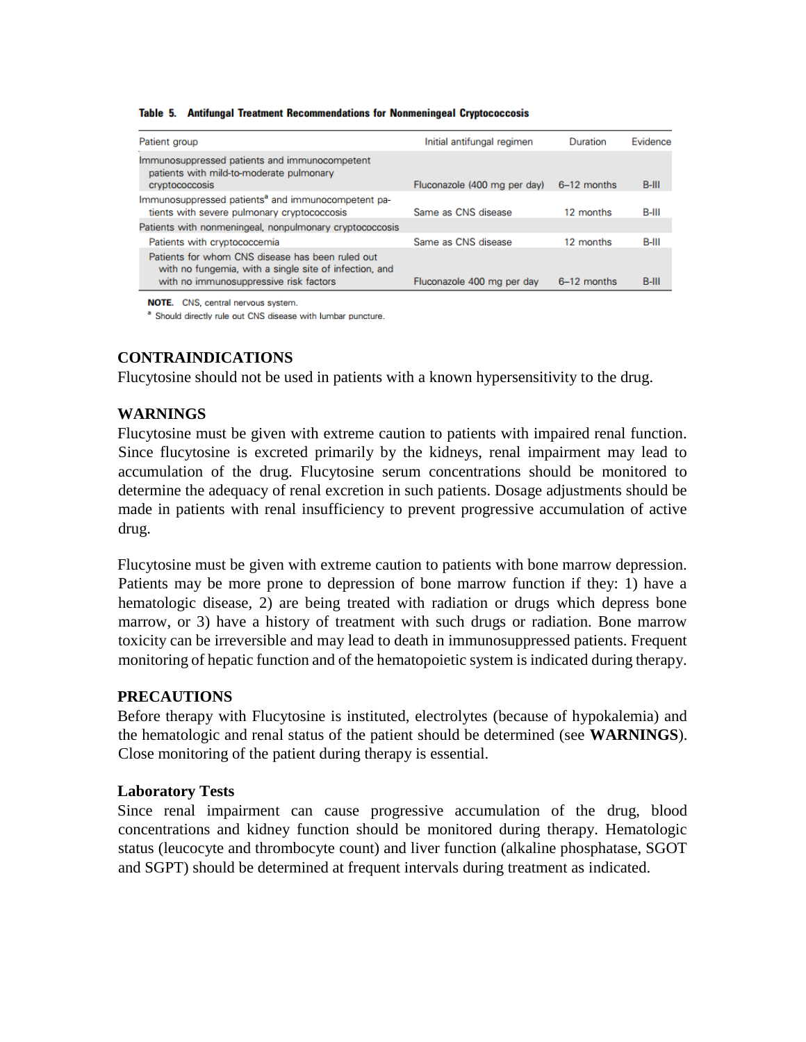**Table 5. Antifungal Treatment Recommendations for Nonmeningeal Cryptococcosis**

| Patient group | Initial antifungal regimen | Duration | Evidence |
|---|---|---|---|
| Immunosuppressed patients and immunocompetent patients with mild-to-moderate pulmonary cryptococcosis | Fluconazole (400 mg per day) | 6–12 months | B-III |
| Immunosuppressed patients[a] and immunocompetent patients with severe pulmonary cryptococcosis | Same as CNS disease | 12 months | B-III |
| Patients with nonmeningeal, nonpulmonary cryptococcosis | | | |
| Patients with cryptococcemia | Same as CNS disease | 12 months | B-III |
| Patients for whom CNS disease has been ruled out with no fungemia, with a single site of infection, and with no immunosuppressive risk factors | Fluconazole 400 mg per day | 6–12 months | B-III |

**NOTE.** CNS, central nervous system.

[a] Should directly rule out CNS disease with lumbar puncture.

## CONTRAINDICATIONS

Flucytosine should not be used in patients with a known hypersensitivity to the drug.

## WARNINGS

Flucytosine must be given with extreme caution to patients with impaired renal function. Since flucytosine is excreted primarily by the kidneys, renal impairment may lead to accumulation of the drug. Flucytosine serum concentrations should be monitored to determine the adequacy of renal excretion in such patients. Dosage adjustments should be made in patients with renal insufficiency to prevent progressive accumulation of active drug.

Flucytosine must be given with extreme caution to patients with bone marrow depression. Patients may be more prone to depression of bone marrow function if they: 1) have a hematologic disease, 2) are being treated with radiation or drugs which depress bone marrow, or 3) have a history of treatment with such drugs or radiation. Bone marrow toxicity can be irreversible and may lead to death in immunosuppressed patients. Frequent monitoring of hepatic function and of the hematopoietic system is indicated during therapy.

## PRECAUTIONS

Before therapy with Flucytosine is instituted, electrolytes (because of hypokalemia) and the hematologic and renal status of the patient should be determined (see **WARNINGS**). Close monitoring of the patient during therapy is essential.

### Laboratory Tests

Since renal impairment can cause progressive accumulation of the drug, blood concentrations and kidney function should be monitored during therapy. Hematologic status (leucocyte and thrombocyte count) and liver function (alkaline phosphatase, SGOT and SGPT) should be determined at frequent intervals during treatment as indicated.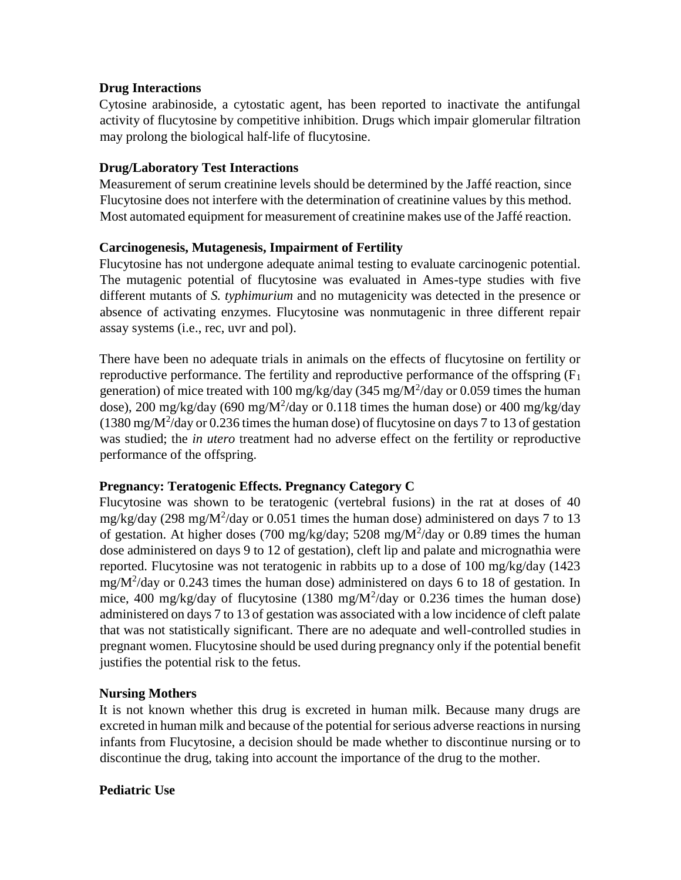### Drug Interactions

Cytosine arabinoside, a cytostatic agent, has been reported to inactivate the antifungal activity of flucytosine by competitive inhibition. Drugs which impair glomerular filtration may prolong the biological half-life of flucytosine.

### Drug/Laboratory Test Interactions

Measurement of serum creatinine levels should be determined by the Jaffé reaction, since Flucytosine does not interfere with the determination of creatinine values by this method. Most automated equipment for measurement of creatinine makes use of the Jaffé reaction.

### Carcinogenesis, Mutagenesis, Impairment of Fertility

Flucytosine has not undergone adequate animal testing to evaluate carcinogenic potential. The mutagenic potential of flucytosine was evaluated in Ames-type studies with five different mutants of *S. typhimurium* and no mutagenicity was detected in the presence or absence of activating enzymes. Flucytosine was nonmutagenic in three different repair assay systems (i.e., rec, uvr and pol).

There have been no adequate trials in animals on the effects of flucytosine on fertility or reproductive performance. The fertility and reproductive performance of the offspring ($F_1$ generation) of mice treated with 100 mg/kg/day (345 mg/M$^2$/day or 0.059 times the human dose), 200 mg/kg/day (690 mg/M$^2$/day or 0.118 times the human dose) or 400 mg/kg/day (1380 mg/M$^2$/day or 0.236 times the human dose) of flucytosine on days 7 to 13 of gestation was studied; the *in utero* treatment had no adverse effect on the fertility or reproductive performance of the offspring.

### Pregnancy: Teratogenic Effects. Pregnancy Category C

Flucytosine was shown to be teratogenic (vertebral fusions) in the rat at doses of 40 mg/kg/day (298 mg/M$^2$/day or 0.051 times the human dose) administered on days 7 to 13 of gestation. At higher doses (700 mg/kg/day; 5208 mg/M$^2$/day or 0.89 times the human dose administered on days 9 to 12 of gestation), cleft lip and palate and micrognathia were reported. Flucytosine was not teratogenic in rabbits up to a dose of 100 mg/kg/day (1423 mg/M$^2$/day or 0.243 times the human dose) administered on days 6 to 18 of gestation. In mice, 400 mg/kg/day of flucytosine (1380 mg/M$^2$/day or 0.236 times the human dose) administered on days 7 to 13 of gestation was associated with a low incidence of cleft palate that was not statistically significant. There are no adequate and well-controlled studies in pregnant women. Flucytosine should be used during pregnancy only if the potential benefit justifies the potential risk to the fetus.

### Nursing Mothers

It is not known whether this drug is excreted in human milk. Because many drugs are excreted in human milk and because of the potential for serious adverse reactions in nursing infants from Flucytosine, a decision should be made whether to discontinue nursing or to discontinue the drug, taking into account the importance of the drug to the mother.

### Pediatric Use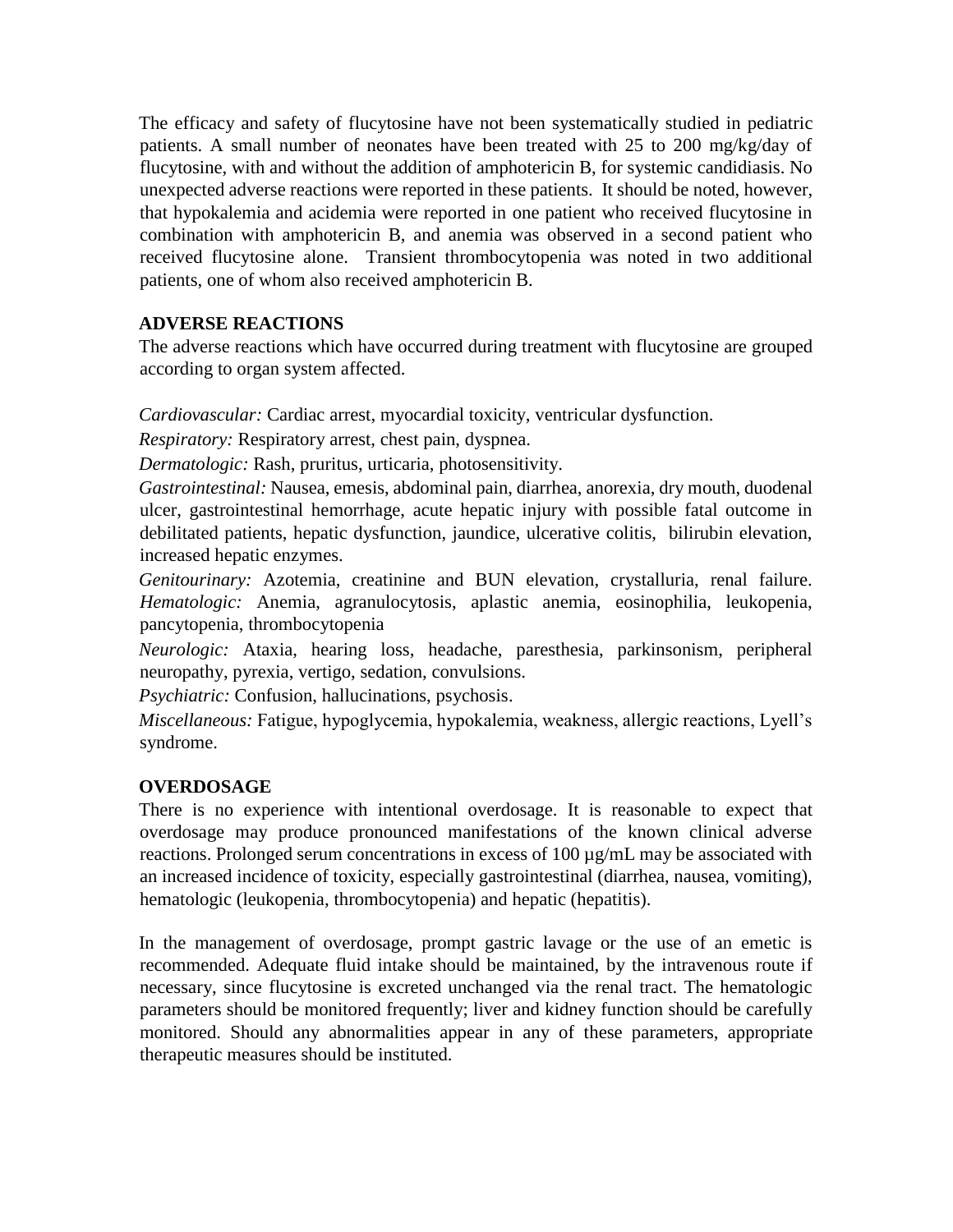The efficacy and safety of flucytosine have not been systematically studied in pediatric patients. A small number of neonates have been treated with 25 to 200 mg/kg/day of flucytosine, with and without the addition of amphotericin B, for systemic candidiasis. No unexpected adverse reactions were reported in these patients. It should be noted, however, that hypokalemia and acidemia were reported in one patient who received flucytosine in combination with amphotericin B, and anemia was observed in a second patient who received flucytosine alone. Transient thrombocytopenia was noted in two additional patients, one of whom also received amphotericin B.

## ADVERSE REACTIONS

The adverse reactions which have occurred during treatment with flucytosine are grouped according to organ system affected.

*Cardiovascular:* Cardiac arrest, myocardial toxicity, ventricular dysfunction.

*Respiratory:* Respiratory arrest, chest pain, dyspnea.

*Dermatologic:* Rash, pruritus, urticaria, photosensitivity.

*Gastrointestinal:* Nausea, emesis, abdominal pain, diarrhea, anorexia, dry mouth, duodenal ulcer, gastrointestinal hemorrhage, acute hepatic injury with possible fatal outcome in debilitated patients, hepatic dysfunction, jaundice, ulcerative colitis, bilirubin elevation, increased hepatic enzymes.

*Genitourinary:* Azotemia, creatinine and BUN elevation, crystalluria, renal failure.

*Hematologic:* Anemia, agranulocytosis, aplastic anemia, eosinophilia, leukopenia, pancytopenia, thrombocytopenia

*Neurologic:* Ataxia, hearing loss, headache, paresthesia, parkinsonism, peripheral neuropathy, pyrexia, vertigo, sedation, convulsions.

*Psychiatric:* Confusion, hallucinations, psychosis.

*Miscellaneous:* Fatigue, hypoglycemia, hypokalemia, weakness, allergic reactions, Lyell's syndrome.

## OVERDOSAGE

There is no experience with intentional overdosage. It is reasonable to expect that overdosage may produce pronounced manifestations of the known clinical adverse reactions. Prolonged serum concentrations in excess of 100 µg/mL may be associated with an increased incidence of toxicity, especially gastrointestinal (diarrhea, nausea, vomiting), hematologic (leukopenia, thrombocytopenia) and hepatic (hepatitis).

In the management of overdosage, prompt gastric lavage or the use of an emetic is recommended. Adequate fluid intake should be maintained, by the intravenous route if necessary, since flucytosine is excreted unchanged via the renal tract. The hematologic parameters should be monitored frequently; liver and kidney function should be carefully monitored. Should any abnormalities appear in any of these parameters, appropriate therapeutic measures should be instituted.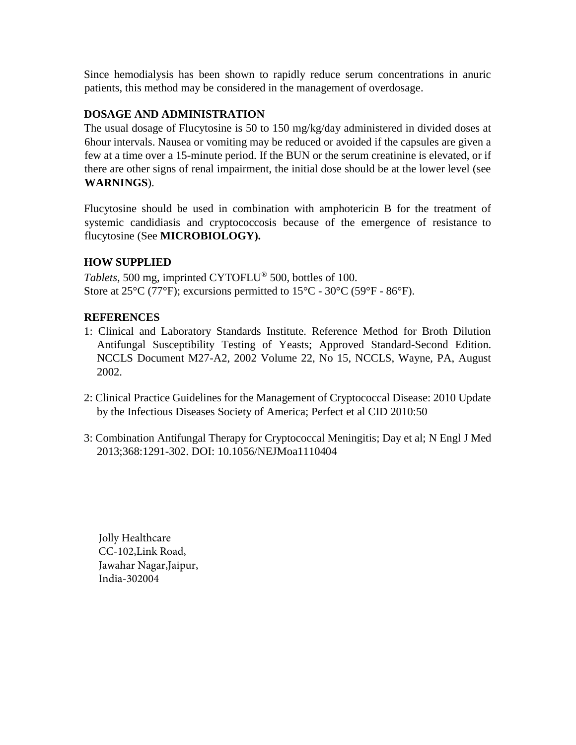Since hemodialysis has been shown to rapidly reduce serum concentrations in anuric patients, this method may be considered in the management of overdosage.

## DOSAGE AND ADMINISTRATION

The usual dosage of Flucytosine is 50 to 150 mg/kg/day administered in divided doses at 6hour intervals. Nausea or vomiting may be reduced or avoided if the capsules are given a few at a time over a 15-minute period. If the BUN or the serum creatinine is elevated, or if there are other signs of renal impairment, the initial dose should be at the lower level (see **WARNINGS**).

Flucytosine should be used in combination with amphotericin B for the treatment of systemic candidiasis and cryptococcosis because of the emergence of resistance to flucytosine (See **MICROBIOLOGY).**

## HOW SUPPLIED

*Tablets*, 500 mg, imprinted CYTOFLU® 500, bottles of 100.
Store at 25°C (77°F); excursions permitted to 15°C - 30°C (59°F - 86°F).

## REFERENCES

1: Clinical and Laboratory Standards Institute. Reference Method for Broth Dilution Antifungal Susceptibility Testing of Yeasts; Approved Standard-Second Edition. NCCLS Document M27-A2, 2002 Volume 22, No 15, NCCLS, Wayne, PA, August 2002.

2: Clinical Practice Guidelines for the Management of Cryptococcal Disease: 2010 Update by the Infectious Diseases Society of America; Perfect et al CID 2010:50

3: Combination Antifungal Therapy for Cryptococcal Meningitis; Day et al; N Engl J Med 2013;368:1291-302. DOI: 10.1056/NEJMoa1110404

Jolly Healthcare
CC-102,Link Road,
Jawahar Nagar,Jaipur,
India-302004